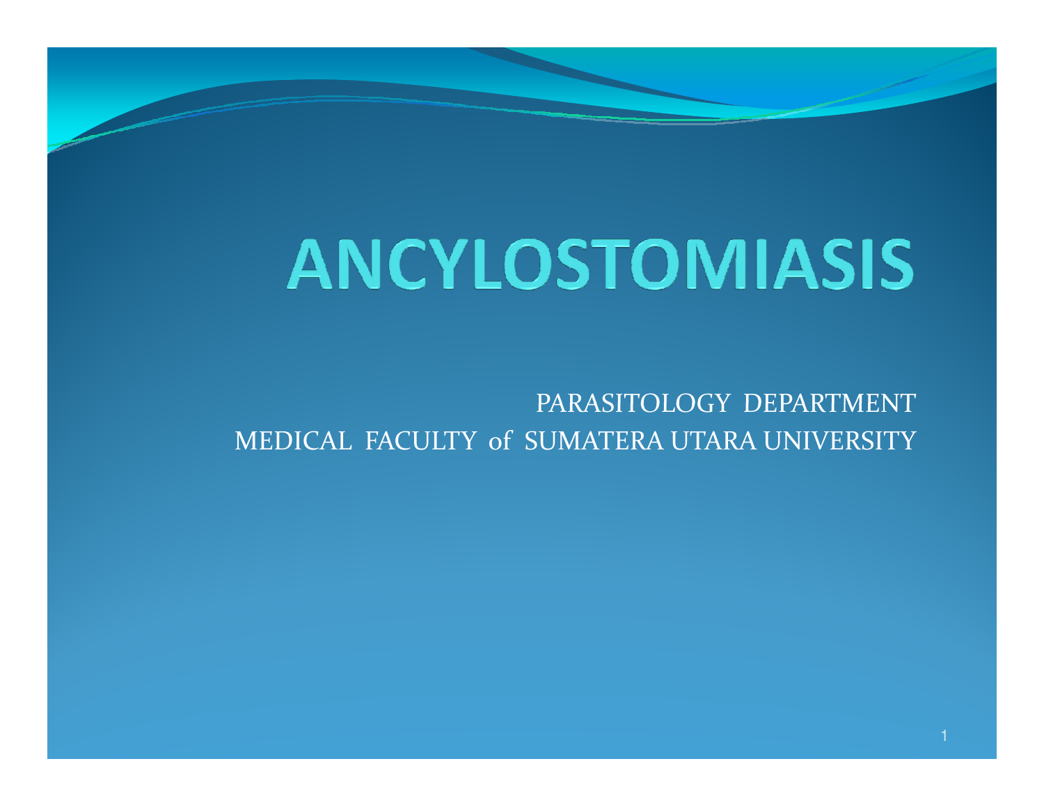# ANCYLOSTOMIASIS

PARASITOLOGY DEPARTMENT
MEDICAL FACULTY of SUMATERA UTARA UNIVERSITY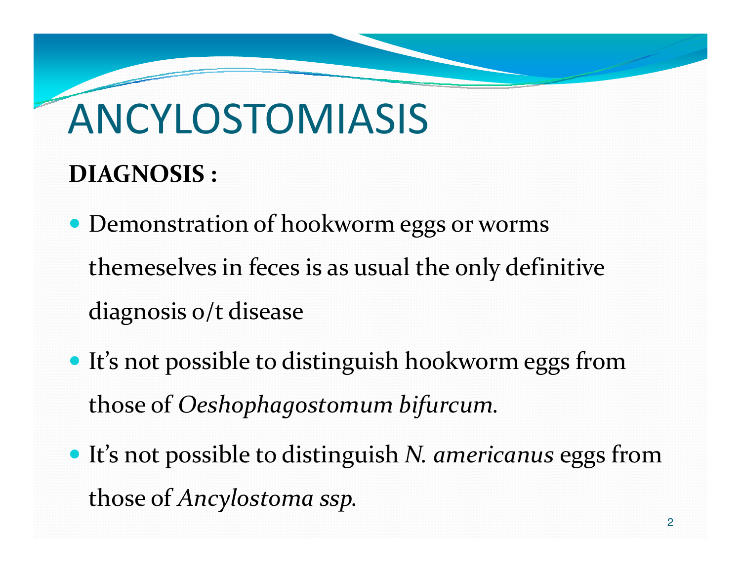# ANCYLOSTOMIASIS

**DIAGNOSIS :**

- Demonstration of hookworm eggs or worms themeselves in feces is as usual the only definitive diagnosis o/t disease
- It's not possible to distinguish hookworm eggs from those of *Oeshophagostomum bifurcum.*
- It's not possible to distinguish *N. americanus* eggs from those of *Ancylostoma ssp.*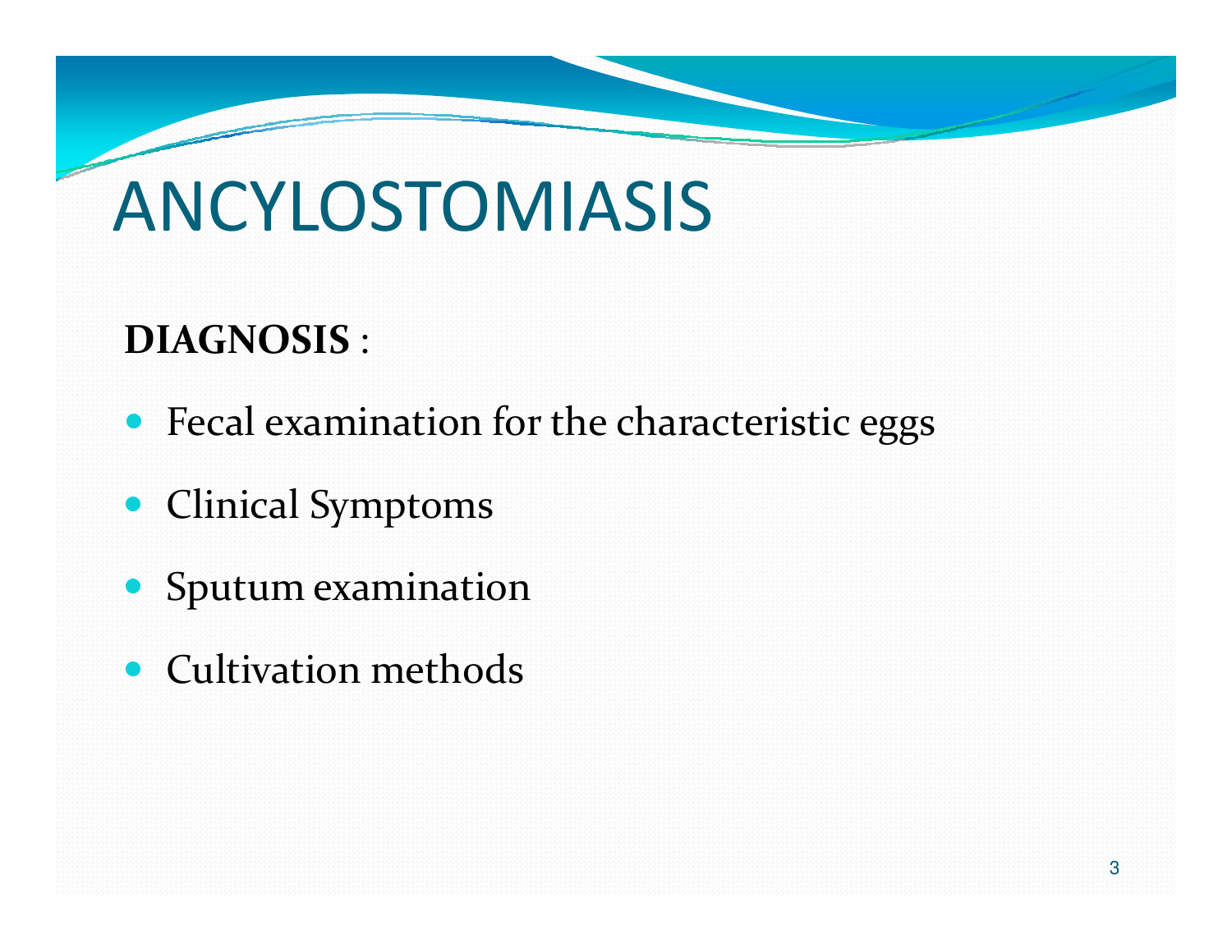# ANCYLOSTOMIASIS

**DIAGNOSIS** :

- Fecal examination for the characteristic eggs
- Clinical Symptoms
- Sputum examination
- Cultivation methods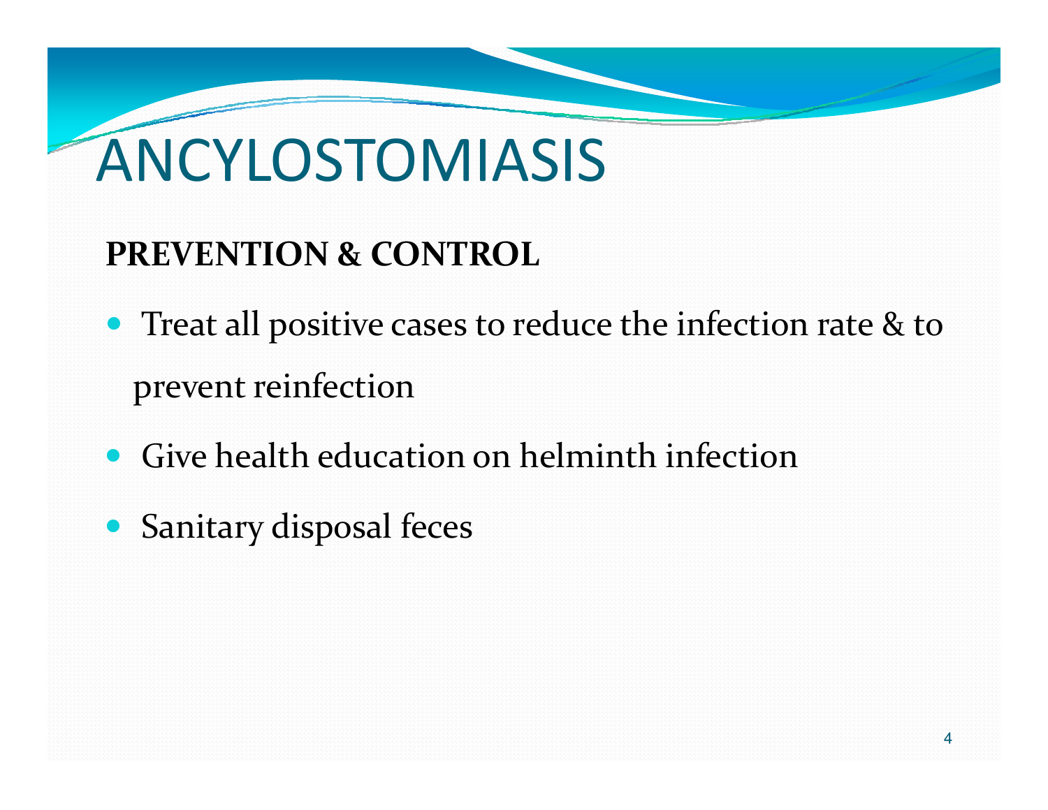# ANCYLOSTOMIASIS

**PREVENTION & CONTROL**

- Treat all positive cases to reduce the infection rate & to prevent reinfection
- Give health education on helminth infection
- Sanitary disposal feces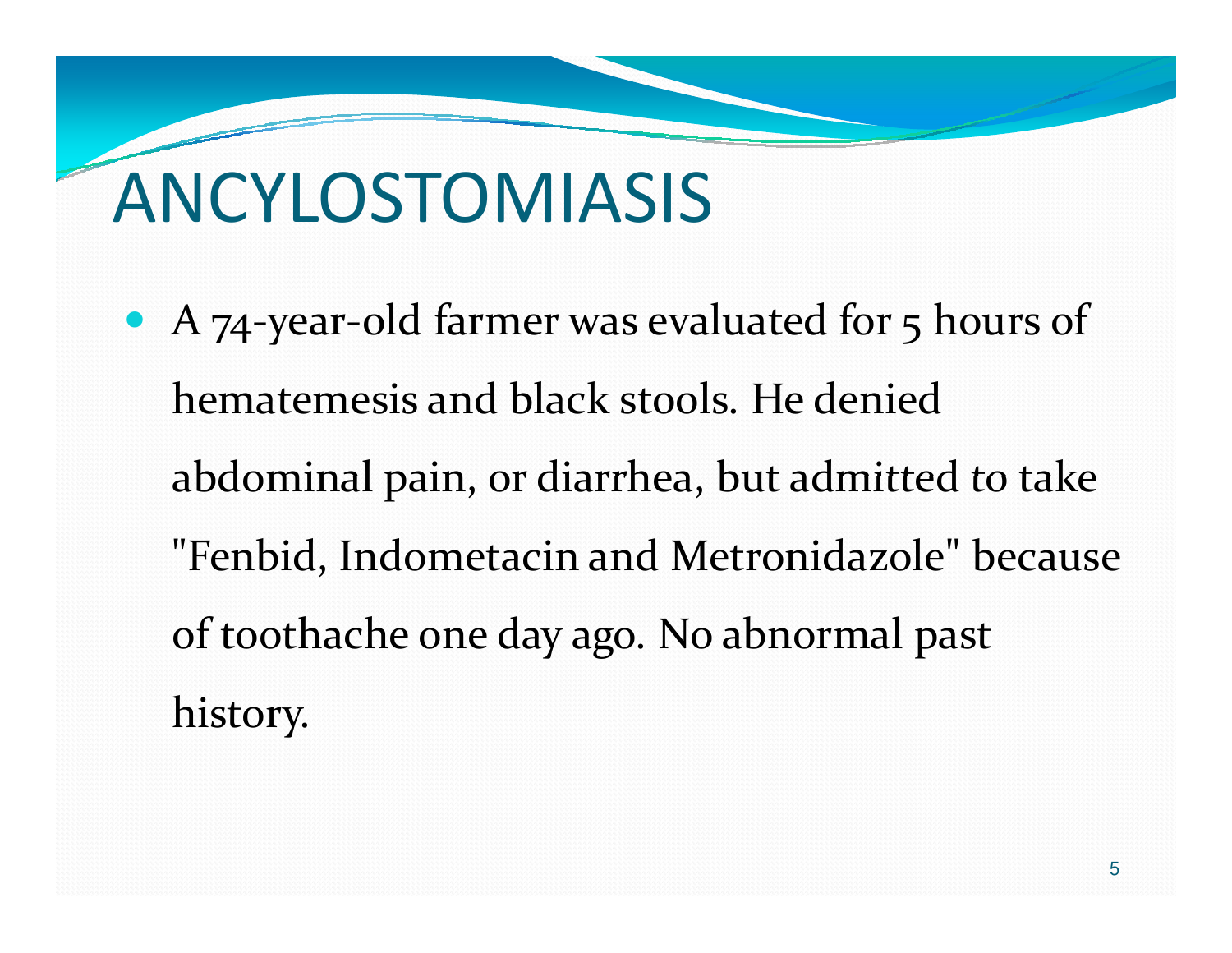# ANCYLOSTOMIASIS

- A 74-year-old farmer was evaluated for 5 hours of hematemesis and black stools. He denied abdominal pain, or diarrhea, but admitted to take "Fenbid, Indometacin and Metronidazole" because of toothache one day ago. No abnormal past history.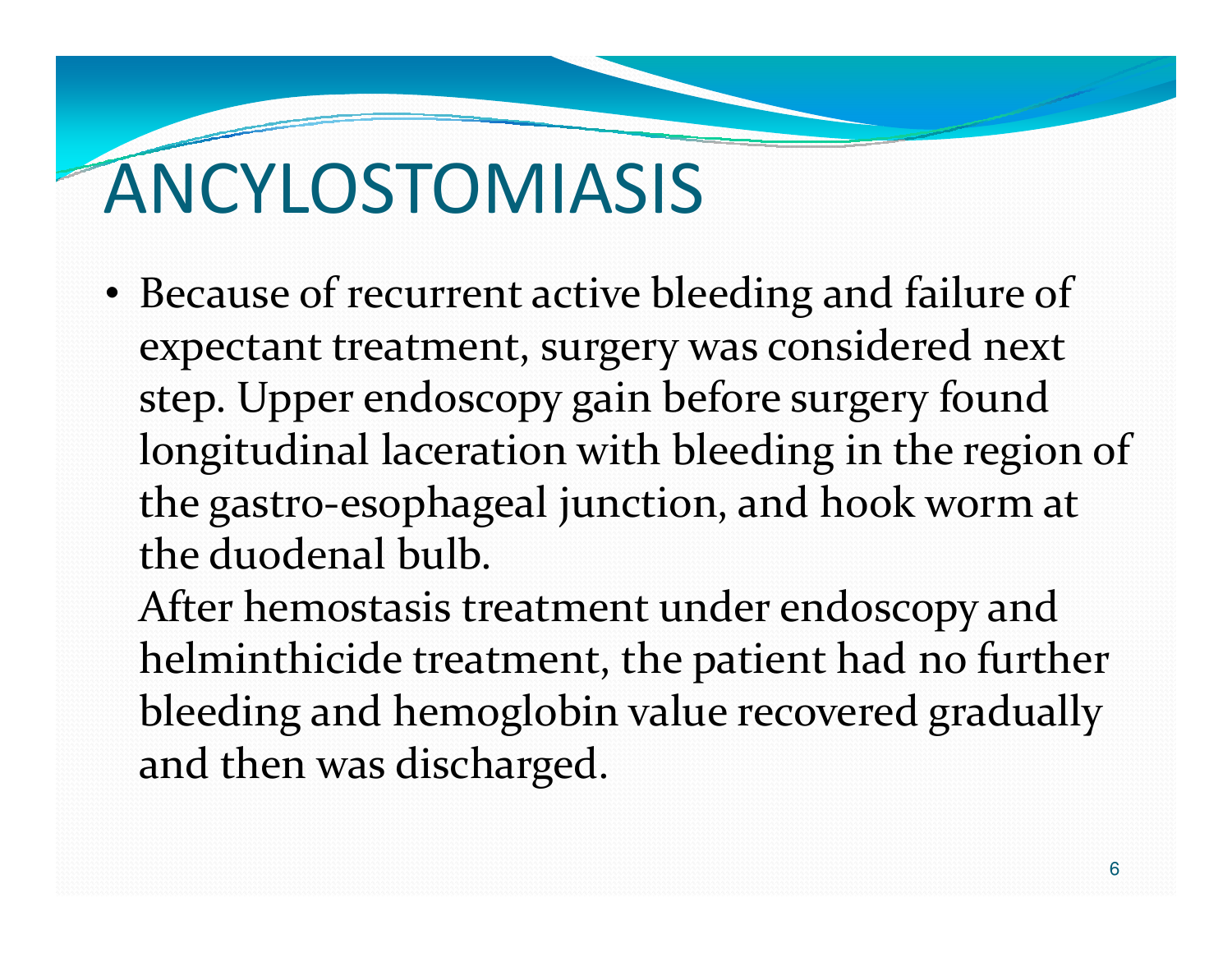# ANCYLOSTOMIASIS

- Because of recurrent active bleeding and failure of expectant treatment, surgery was considered next step. Upper endoscopy gain before surgery found longitudinal laceration with bleeding in the region of the gastro-esophageal junction, and hook worm at the duodenal bulb.

  After hemostasis treatment under endoscopy and helminthicide treatment, the patient had no further bleeding and hemoglobin value recovered gradually and then was discharged.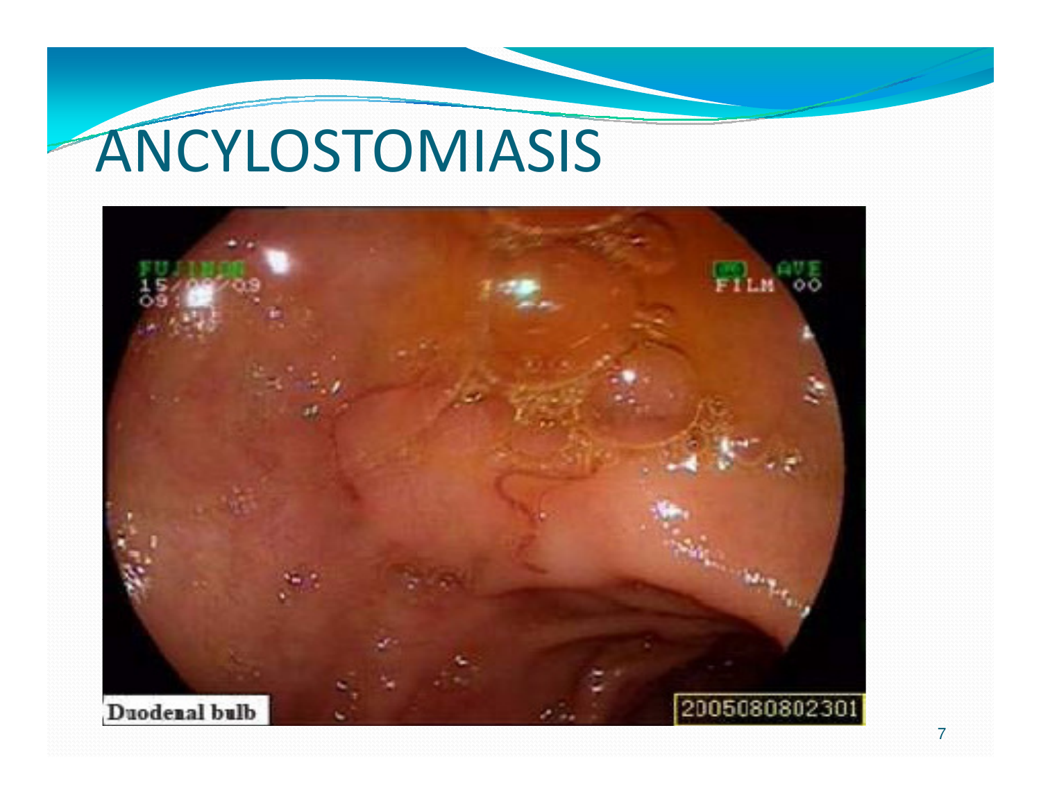# ANCYLOSTOMIASIS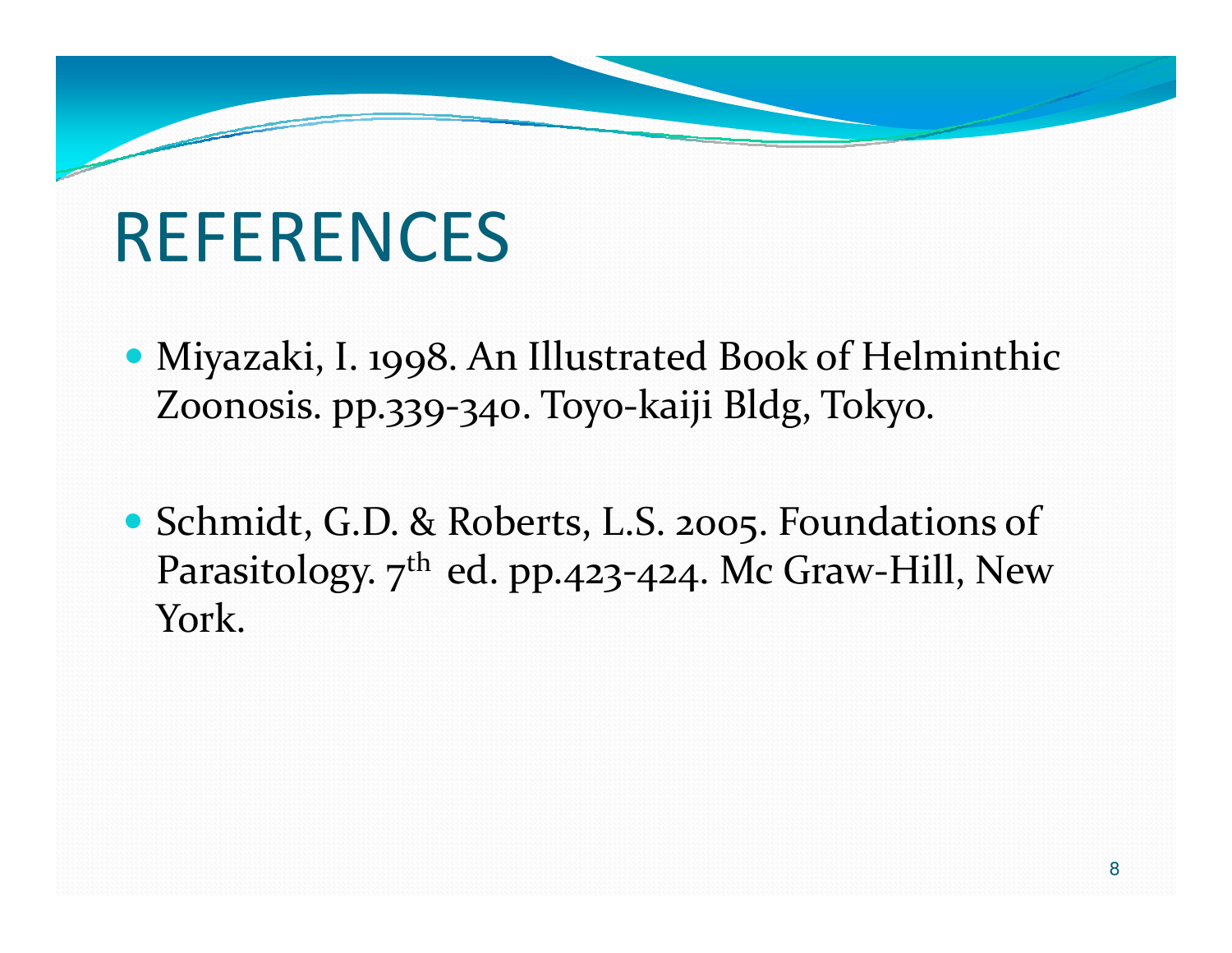# REFERENCES

- Miyazaki, I. 1998. An Illustrated Book of Helminthic Zoonosis. pp.339-340. Toyo-kaiji Bldg, Tokyo.

- Schmidt, G.D. & Roberts, L.S. 2005. Foundations of Parasitology. 7th ed. pp.423-424. Mc Graw-Hill, New York.